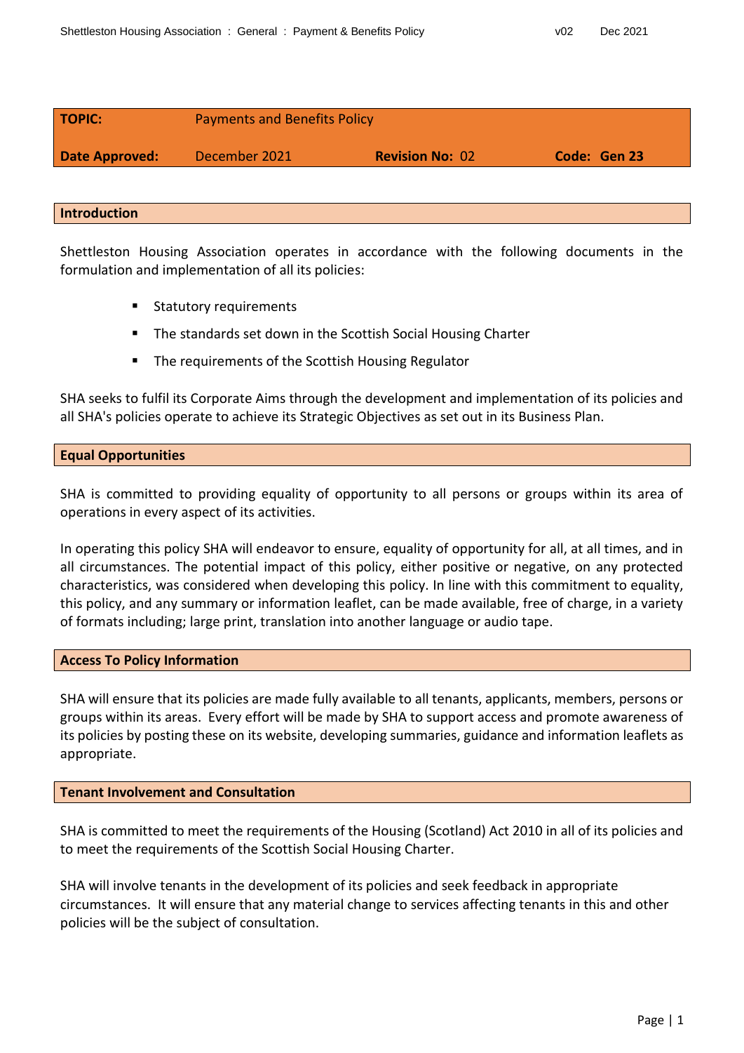| **TOPIC:** | Payments and Benefits Policy | | |
|---|---|---|---|
| **Date Approved:** | December 2021 | **Revision No:** 02 | **Code: Gen 23** |

## Introduction

Shettleston Housing Association operates in accordance with the following documents in the formulation and implementation of all its policies:

- Statutory requirements
- The standards set down in the Scottish Social Housing Charter
- The requirements of the Scottish Housing Regulator

SHA seeks to fulfil its Corporate Aims through the development and implementation of its policies and all SHA's policies operate to achieve its Strategic Objectives as set out in its Business Plan.

## Equal Opportunities

SHA is committed to providing equality of opportunity to all persons or groups within its area of operations in every aspect of its activities.

In operating this policy SHA will endeavor to ensure, equality of opportunity for all, at all times, and in all circumstances. The potential impact of this policy, either positive or negative, on any protected characteristics, was considered when developing this policy. In line with this commitment to equality, this policy, and any summary or information leaflet, can be made available, free of charge, in a variety of formats including; large print, translation into another language or audio tape.

## Access To Policy Information

SHA will ensure that its policies are made fully available to all tenants, applicants, members, persons or groups within its areas. Every effort will be made by SHA to support access and promote awareness of its policies by posting these on its website, developing summaries, guidance and information leaflets as appropriate.

## Tenant Involvement and Consultation

SHA is committed to meet the requirements of the Housing (Scotland) Act 2010 in all of its policies and to meet the requirements of the Scottish Social Housing Charter.

SHA will involve tenants in the development of its policies and seek feedback in appropriate circumstances. It will ensure that any material change to services affecting tenants in this and other policies will be the subject of consultation.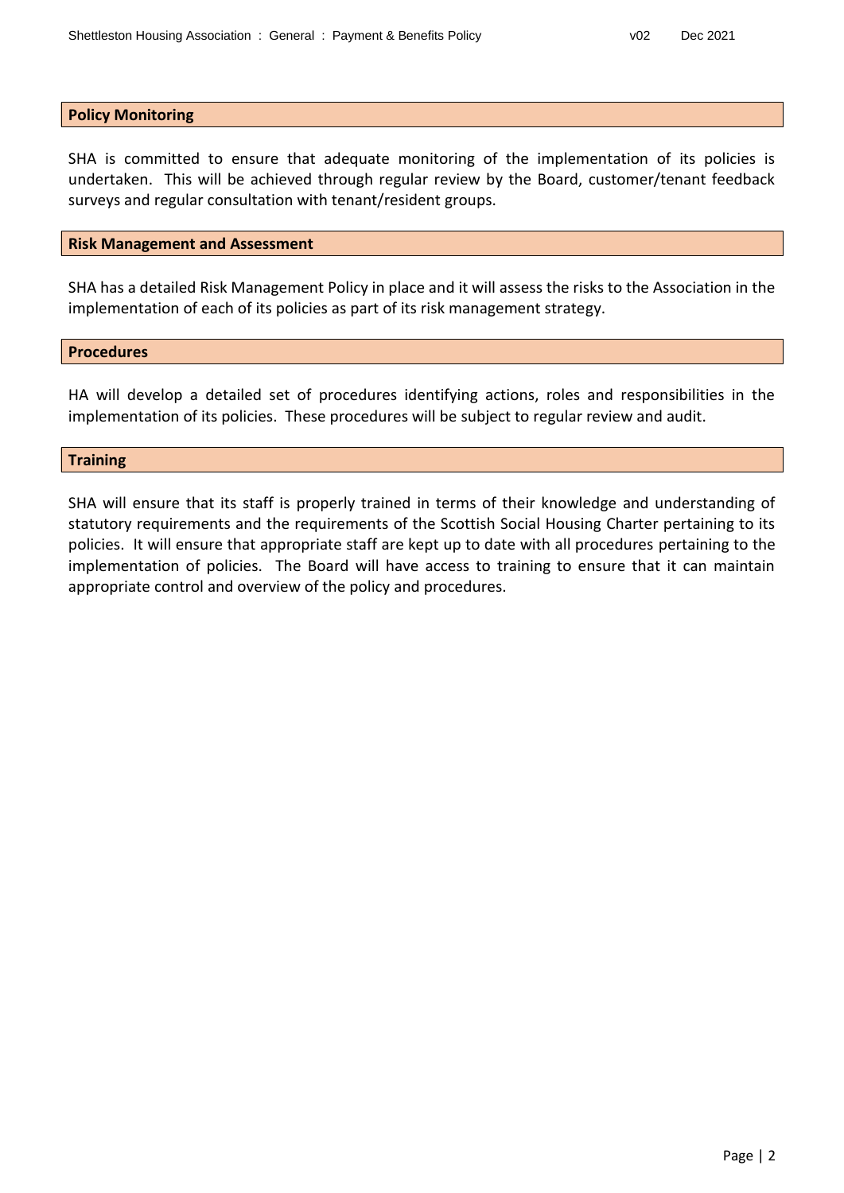## Policy Monitoring

SHA is committed to ensure that adequate monitoring of the implementation of its policies is undertaken. This will be achieved through regular review by the Board, customer/tenant feedback surveys and regular consultation with tenant/resident groups.

## Risk Management and Assessment

SHA has a detailed Risk Management Policy in place and it will assess the risks to the Association in the implementation of each of its policies as part of its risk management strategy.

## Procedures

HA will develop a detailed set of procedures identifying actions, roles and responsibilities in the implementation of its policies. These procedures will be subject to regular review and audit.

## Training

SHA will ensure that its staff is properly trained in terms of their knowledge and understanding of statutory requirements and the requirements of the Scottish Social Housing Charter pertaining to its policies. It will ensure that appropriate staff are kept up to date with all procedures pertaining to the implementation of policies. The Board will have access to training to ensure that it can maintain appropriate control and overview of the policy and procedures.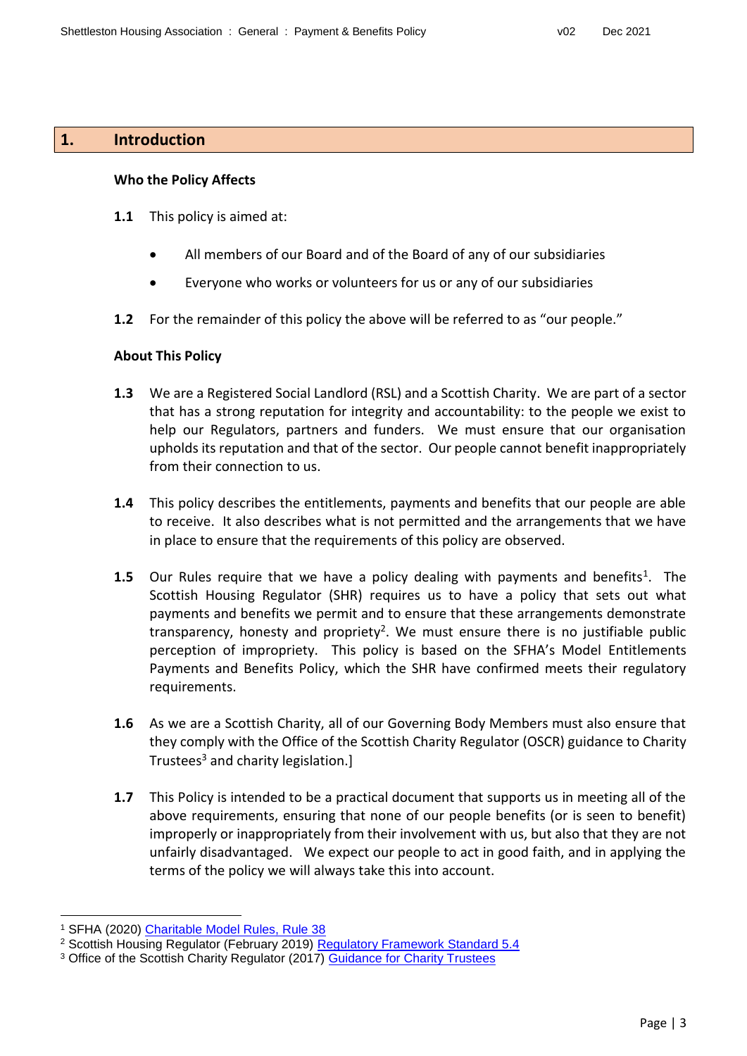## 1. Introduction

**Who the Policy Affects**

**1.1** This policy is aimed at:

- All members of our Board and of the Board of any of our subsidiaries
- Everyone who works or volunteers for us or any of our subsidiaries

**1.2** For the remainder of this policy the above will be referred to as "our people."

**About This Policy**

**1.3** We are a Registered Social Landlord (RSL) and a Scottish Charity. We are part of a sector that has a strong reputation for integrity and accountability: to the people we exist to help our Regulators, partners and funders. We must ensure that our organisation upholds its reputation and that of the sector. Our people cannot benefit inappropriately from their connection to us.

**1.4** This policy describes the entitlements, payments and benefits that our people are able to receive. It also describes what is not permitted and the arrangements that we have in place to ensure that the requirements of this policy are observed.

**1.5** Our Rules require that we have a policy dealing with payments and benefits[1]. The Scottish Housing Regulator (SHR) requires us to have a policy that sets out what payments and benefits we permit and to ensure that these arrangements demonstrate transparency, honesty and propriety[2]. We must ensure there is no justifiable public perception of impropriety. This policy is based on the SFHA's Model Entitlements Payments and Benefits Policy, which the SHR have confirmed meets their regulatory requirements.

**1.6** As we are a Scottish Charity, all of our Governing Body Members must also ensure that they comply with the Office of the Scottish Charity Regulator (OSCR) guidance to Charity Trustees[3] and charity legislation.]

**1.7** This Policy is intended to be a practical document that supports us in meeting all of the above requirements, ensuring that none of our people benefits (or is seen to benefit) improperly or inappropriately from their involvement with us, but also that they are not unfairly disadvantaged. We expect our people to act in good faith, and in applying the terms of the policy we will always take this into account.

---

[1] SFHA (2020) Charitable Model Rules, Rule 38

[2] Scottish Housing Regulator (February 2019) Regulatory Framework Standard 5.4

[3] Office of the Scottish Charity Regulator (2017) Guidance for Charity Trustees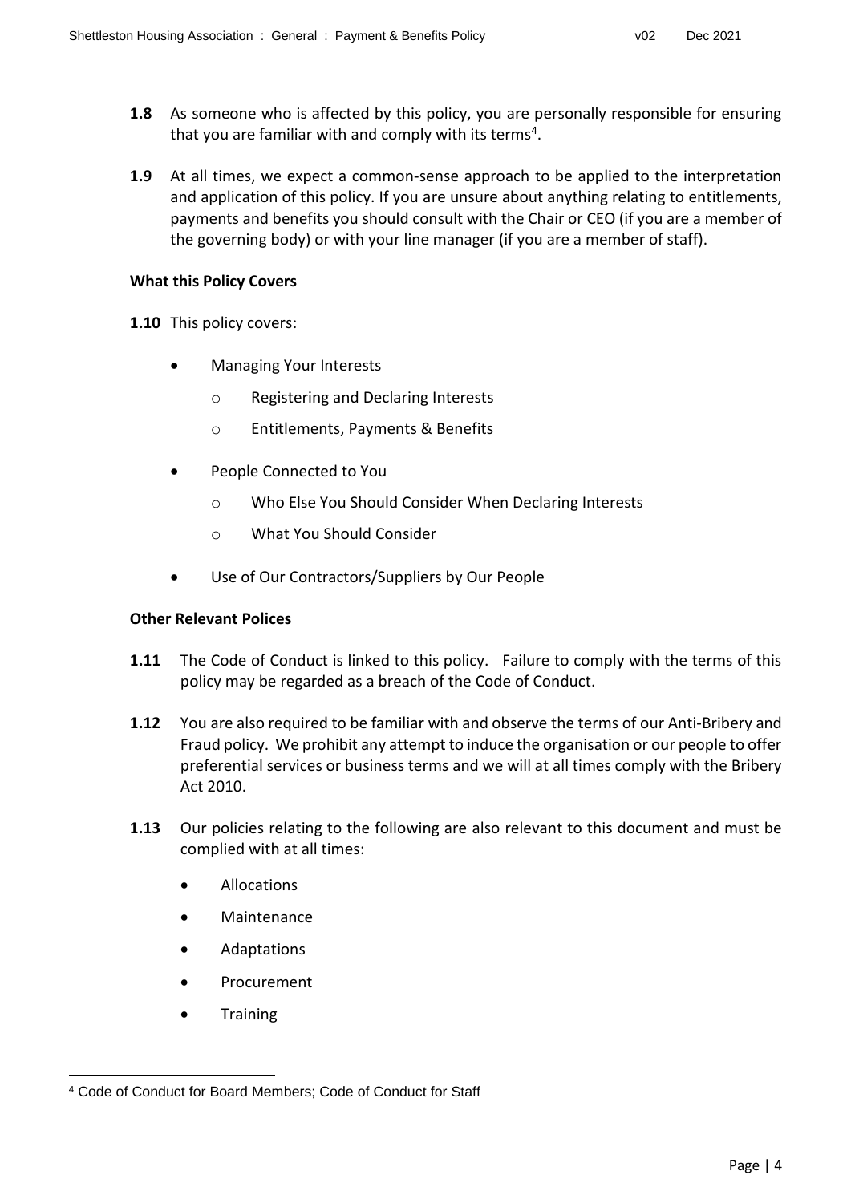**1.8** As someone who is affected by this policy, you are personally responsible for ensuring that you are familiar with and comply with its terms[4].

**1.9** At all times, we expect a common-sense approach to be applied to the interpretation and application of this policy. If you are unsure about anything relating to entitlements, payments and benefits you should consult with the Chair or CEO (if you are a member of the governing body) or with your line manager (if you are a member of staff).

**What this Policy Covers**

**1.10** This policy covers:

- Managing Your Interests
  - Registering and Declaring Interests
  - Entitlements, Payments & Benefits
- People Connected to You
  - Who Else You Should Consider When Declaring Interests
  - What You Should Consider
- Use of Our Contractors/Suppliers by Our People

**Other Relevant Polices**

**1.11** The Code of Conduct is linked to this policy. Failure to comply with the terms of this policy may be regarded as a breach of the Code of Conduct.

**1.12** You are also required to be familiar with and observe the terms of our Anti-Bribery and Fraud policy. We prohibit any attempt to induce the organisation or our people to offer preferential services or business terms and we will at all times comply with the Bribery Act 2010.

**1.13** Our policies relating to the following are also relevant to this document and must be complied with at all times:

- Allocations
- Maintenance
- Adaptations
- Procurement
- Training

---

[4] Code of Conduct for Board Members; Code of Conduct for Staff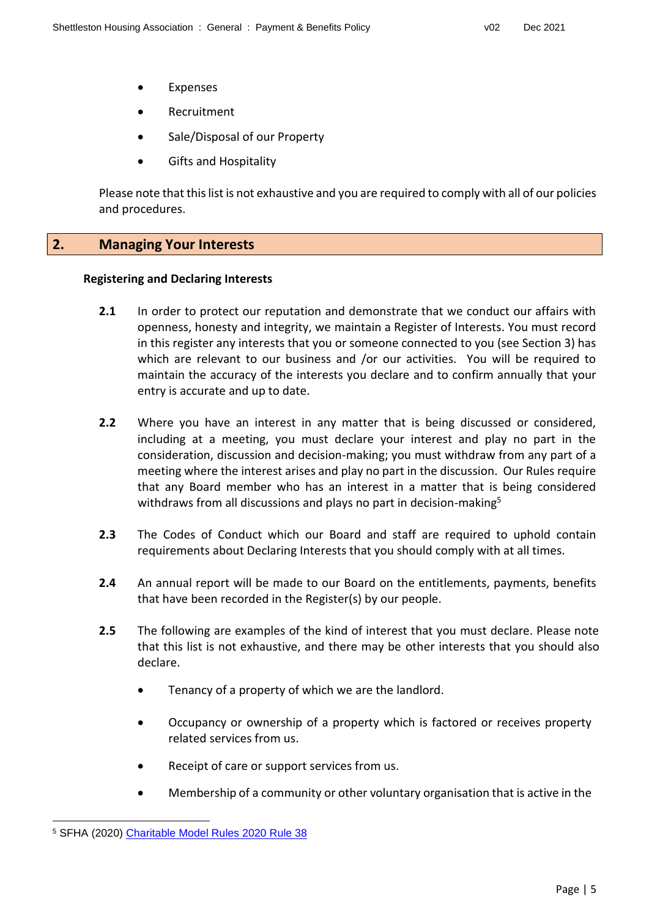- Expenses
- Recruitment
- Sale/Disposal of our Property
- Gifts and Hospitality

Please note that this list is not exhaustive and you are required to comply with all of our policies and procedures.

## 2. Managing Your Interests

### Registering and Declaring Interests

**2.1** In order to protect our reputation and demonstrate that we conduct our affairs with openness, honesty and integrity, we maintain a Register of Interests. You must record in this register any interests that you or someone connected to you (see Section 3) has which are relevant to our business and /or our activities. You will be required to maintain the accuracy of the interests you declare and to confirm annually that your entry is accurate and up to date.

**2.2** Where you have an interest in any matter that is being discussed or considered, including at a meeting, you must declare your interest and play no part in the consideration, discussion and decision-making; you must withdraw from any part of a meeting where the interest arises and play no part in the discussion. Our Rules require that any Board member who has an interest in a matter that is being considered withdraws from all discussions and plays no part in decision-making[5]

**2.3** The Codes of Conduct which our Board and staff are required to uphold contain requirements about Declaring Interests that you should comply with at all times.

**2.4** An annual report will be made to our Board on the entitlements, payments, benefits that have been recorded in the Register(s) by our people.

**2.5** The following are examples of the kind of interest that you must declare. Please note that this list is not exhaustive, and there may be other interests that you should also declare.

- Tenancy of a property of which we are the landlord.
- Occupancy or ownership of a property which is factored or receives property related services from us.
- Receipt of care or support services from us.
- Membership of a community or other voluntary organisation that is active in the

---

[5] SFHA (2020) Charitable Model Rules 2020 Rule 38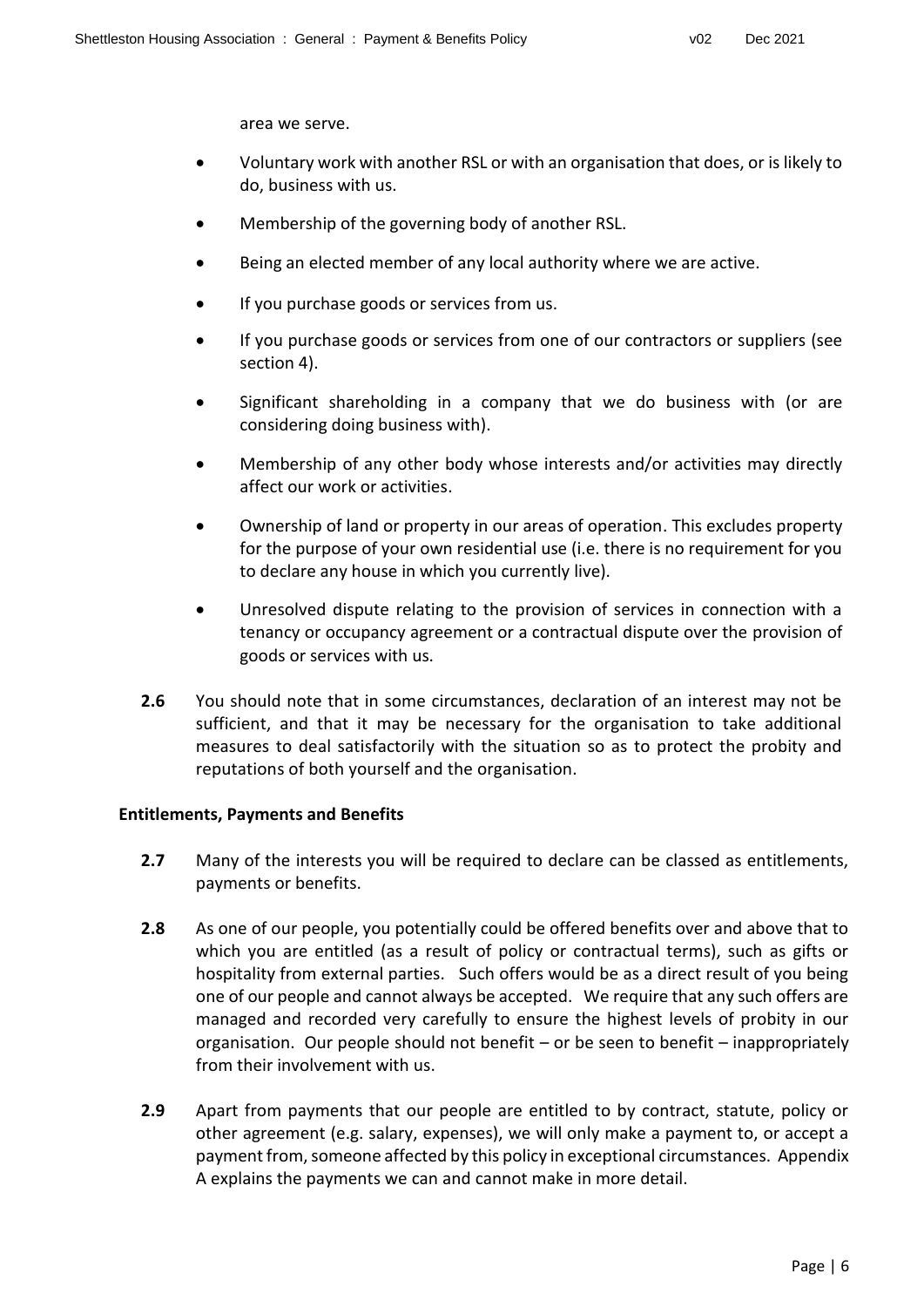area we serve.

- Voluntary work with another RSL or with an organisation that does, or is likely to do, business with us.
- Membership of the governing body of another RSL.
- Being an elected member of any local authority where we are active.
- If you purchase goods or services from us.
- If you purchase goods or services from one of our contractors or suppliers (see section 4).
- Significant shareholding in a company that we do business with (or are considering doing business with).
- Membership of any other body whose interests and/or activities may directly affect our work or activities.
- Ownership of land or property in our areas of operation. This excludes property for the purpose of your own residential use (i.e. there is no requirement for you to declare any house in which you currently live).
- Unresolved dispute relating to the provision of services in connection with a tenancy or occupancy agreement or a contractual dispute over the provision of goods or services with us.

**2.6** You should note that in some circumstances, declaration of an interest may not be sufficient, and that it may be necessary for the organisation to take additional measures to deal satisfactorily with the situation so as to protect the probity and reputations of both yourself and the organisation.

**Entitlements, Payments and Benefits**

**2.7** Many of the interests you will be required to declare can be classed as entitlements, payments or benefits.

**2.8** As one of our people, you potentially could be offered benefits over and above that to which you are entitled (as a result of policy or contractual terms), such as gifts or hospitality from external parties. Such offers would be as a direct result of you being one of our people and cannot always be accepted. We require that any such offers are managed and recorded very carefully to ensure the highest levels of probity in our organisation. Our people should not benefit – or be seen to benefit – inappropriately from their involvement with us.

**2.9** Apart from payments that our people are entitled to by contract, statute, policy or other agreement (e.g. salary, expenses), we will only make a payment to, or accept a payment from, someone affected by this policy in exceptional circumstances. Appendix A explains the payments we can and cannot make in more detail.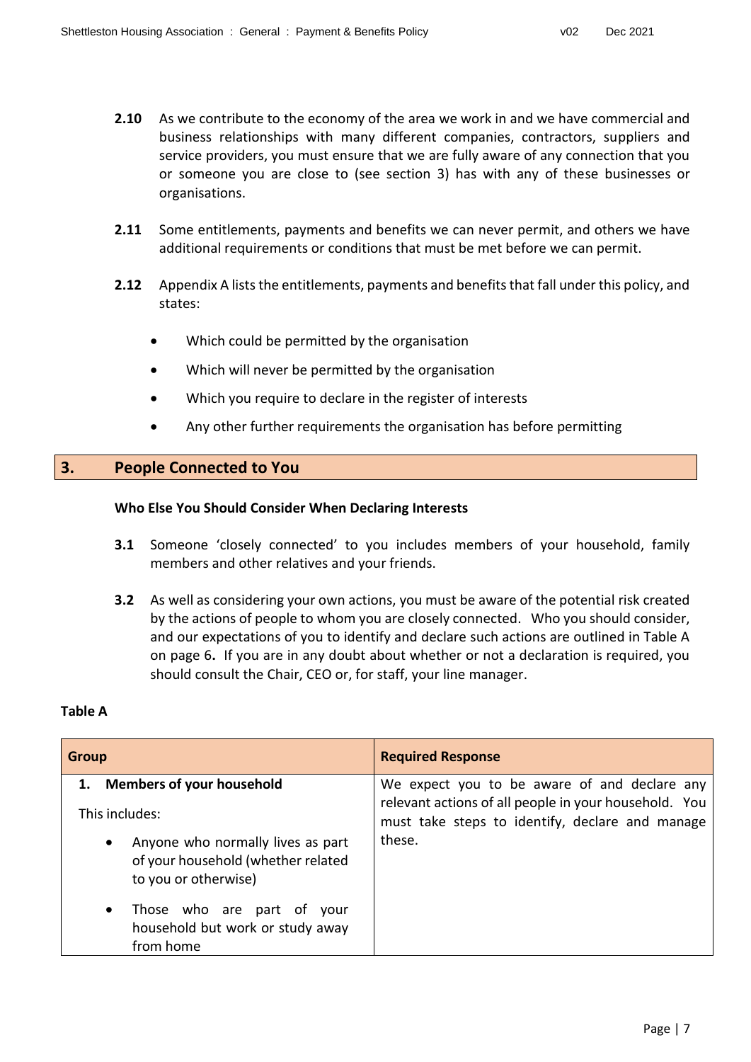**2.10** As we contribute to the economy of the area we work in and we have commercial and business relationships with many different companies, contractors, suppliers and service providers, you must ensure that we are fully aware of any connection that you or someone you are close to (see section 3) has with any of these businesses or organisations.

**2.11** Some entitlements, payments and benefits we can never permit, and others we have additional requirements or conditions that must be met before we can permit.

**2.12** Appendix A lists the entitlements, payments and benefits that fall under this policy, and states:

- Which could be permitted by the organisation
- Which will never be permitted by the organisation
- Which you require to declare in the register of interests
- Any other further requirements the organisation has before permitting

## 3. People Connected to You

**Who Else You Should Consider When Declaring Interests**

**3.1** Someone 'closely connected' to you includes members of your household, family members and other relatives and your friends.

**3.2** As well as considering your own actions, you must be aware of the potential risk created by the actions of people to whom you are closely connected. Who you should consider, and our expectations of you to identify and declare such actions are outlined in Table A on page 6**.** If you are in any doubt about whether or not a declaration is required, you should consult the Chair, CEO or, for staff, your line manager.

**Table A**

| **Group** | **Required Response** |
|---|---|
| **1. Members of your household**<br><br>This includes:<br>• Anyone who normally lives as part of your household (whether related to you or otherwise)<br>• Those who are part of your household but work or study away from home | We expect you to be aware of and declare any relevant actions of all people in your household. You must take steps to identify, declare and manage these. |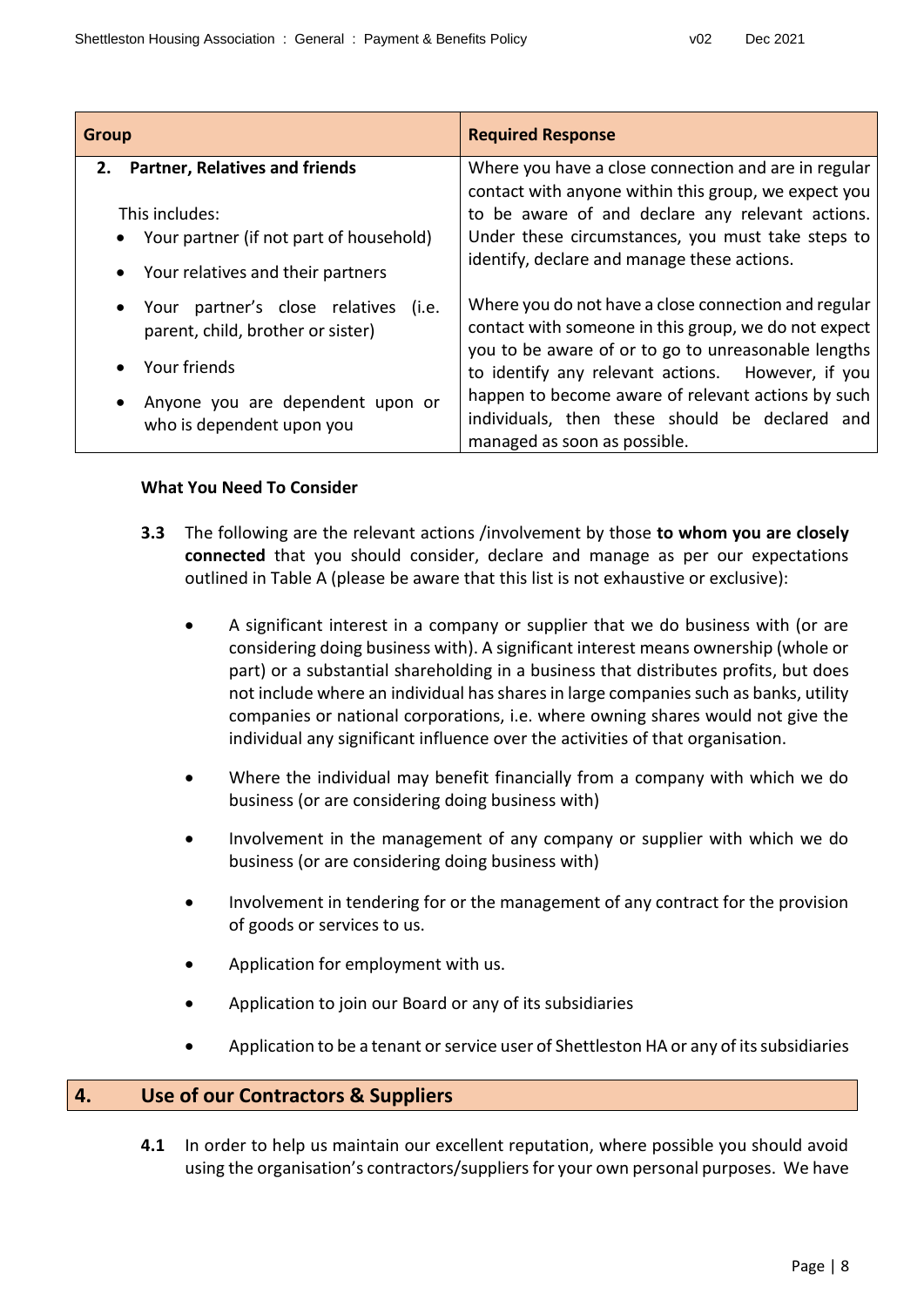| Group | Required Response |
|---|---|
| **2. Partner, Relatives and friends**<br><br>This includes:<br>• Your partner (if not part of household)<br>• Your relatives and their partners<br>• Your partner's close relatives (i.e. parent, child, brother or sister)<br>• Your friends<br>• Anyone you are dependent upon or who is dependent upon you | Where you have a close connection and are in regular contact with anyone within this group, we expect you to be aware of and declare any relevant actions. Under these circumstances, you must take steps to identify, declare and manage these actions.<br><br>Where you do not have a close connection and regular contact with someone in this group, we do not expect you to be aware of or to go to unreasonable lengths to identify any relevant actions. However, if you happen to become aware of relevant actions by such individuals, then these should be declared and managed as soon as possible. |

**What You Need To Consider**

**3.3** The following are the relevant actions /involvement by those **to whom you are closely connected** that you should consider, declare and manage as per our expectations outlined in Table A (please be aware that this list is not exhaustive or exclusive):

- A significant interest in a company or supplier that we do business with (or are considering doing business with). A significant interest means ownership (whole or part) or a substantial shareholding in a business that distributes profits, but does not include where an individual has shares in large companies such as banks, utility companies or national corporations, i.e. where owning shares would not give the individual any significant influence over the activities of that organisation.
- Where the individual may benefit financially from a company with which we do business (or are considering doing business with)
- Involvement in the management of any company or supplier with which we do business (or are considering doing business with)
- Involvement in tendering for or the management of any contract for the provision of goods or services to us.
- Application for employment with us.
- Application to join our Board or any of its subsidiaries
- Application to be a tenant or service user of Shettleston HA or any of its subsidiaries

## 4. Use of our Contractors & Suppliers

**4.1** In order to help us maintain our excellent reputation, where possible you should avoid using the organisation's contractors/suppliers for your own personal purposes. We have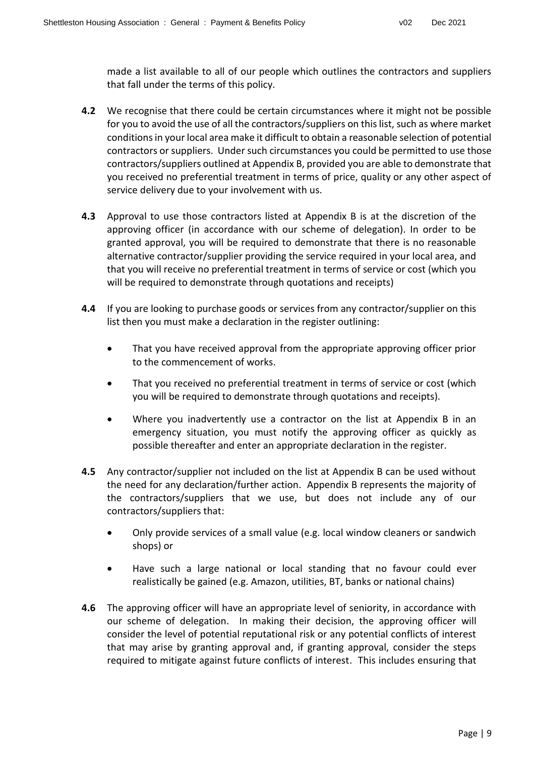made a list available to all of our people which outlines the contractors and suppliers that fall under the terms of this policy.

**4.2** We recognise that there could be certain circumstances where it might not be possible for you to avoid the use of all the contractors/suppliers on this list, such as where market conditions in your local area make it difficult to obtain a reasonable selection of potential contractors or suppliers. Under such circumstances you could be permitted to use those contractors/suppliers outlined at Appendix B, provided you are able to demonstrate that you received no preferential treatment in terms of price, quality or any other aspect of service delivery due to your involvement with us.

**4.3** Approval to use those contractors listed at Appendix B is at the discretion of the approving officer (in accordance with our scheme of delegation). In order to be granted approval, you will be required to demonstrate that there is no reasonable alternative contractor/supplier providing the service required in your local area, and that you will receive no preferential treatment in terms of service or cost (which you will be required to demonstrate through quotations and receipts)

**4.4** If you are looking to purchase goods or services from any contractor/supplier on this list then you must make a declaration in the register outlining:

- That you have received approval from the appropriate approving officer prior to the commencement of works.
- That you received no preferential treatment in terms of service or cost (which you will be required to demonstrate through quotations and receipts).
- Where you inadvertently use a contractor on the list at Appendix B in an emergency situation, you must notify the approving officer as quickly as possible thereafter and enter an appropriate declaration in the register.

**4.5** Any contractor/supplier not included on the list at Appendix B can be used without the need for any declaration/further action. Appendix B represents the majority of the contractors/suppliers that we use, but does not include any of our contractors/suppliers that:

- Only provide services of a small value (e.g. local window cleaners or sandwich shops) or
- Have such a large national or local standing that no favour could ever realistically be gained (e.g. Amazon, utilities, BT, banks or national chains)

**4.6** The approving officer will have an appropriate level of seniority, in accordance with our scheme of delegation. In making their decision, the approving officer will consider the level of potential reputational risk or any potential conflicts of interest that may arise by granting approval and, if granting approval, consider the steps required to mitigate against future conflicts of interest. This includes ensuring that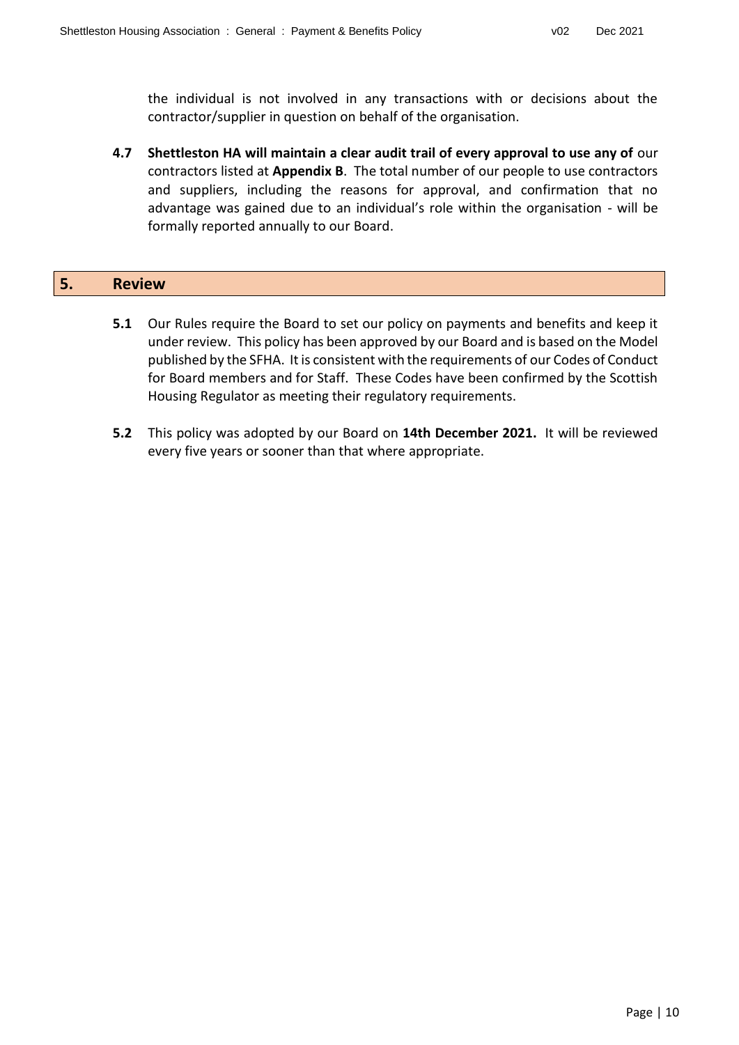the individual is not involved in any transactions with or decisions about the contractor/supplier in question on behalf of the organisation.

**4.7** **Shettleston HA will maintain a clear audit trail of every approval to use any of** our contractors listed at **Appendix B**. The total number of our people to use contractors and suppliers, including the reasons for approval, and confirmation that no advantage was gained due to an individual's role within the organisation - will be formally reported annually to our Board.

## 5. Review

**5.1** Our Rules require the Board to set our policy on payments and benefits and keep it under review. This policy has been approved by our Board and is based on the Model published by the SFHA. It is consistent with the requirements of our Codes of Conduct for Board members and for Staff. These Codes have been confirmed by the Scottish Housing Regulator as meeting their regulatory requirements.

**5.2** This policy was adopted by our Board on **14th December 2021.** It will be reviewed every five years or sooner than that where appropriate.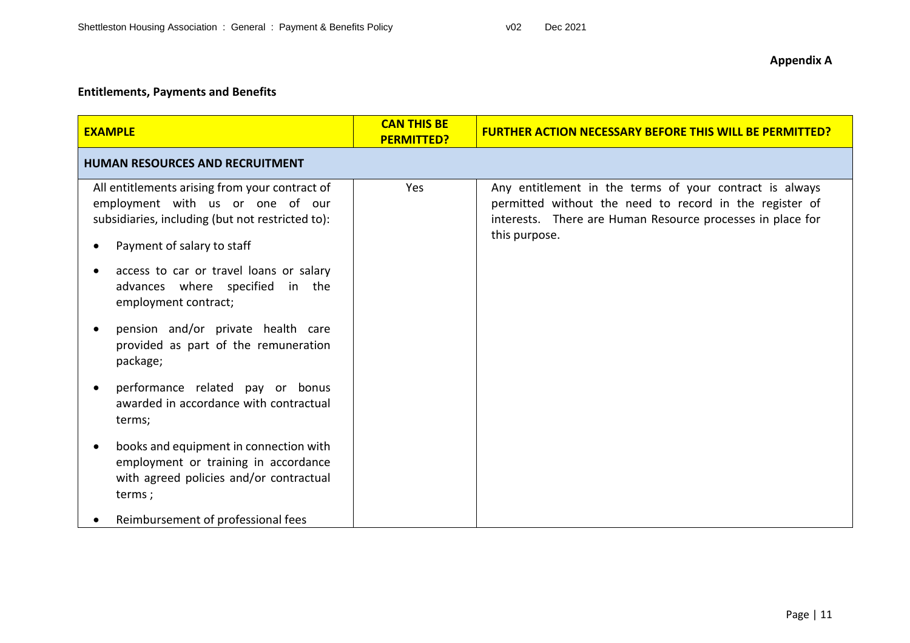**Appendix A**

**Entitlements, Payments and Benefits**

| EXAMPLE | CAN THIS BE PERMITTED? | FURTHER ACTION NECESSARY BEFORE THIS WILL BE PERMITTED? |
|---|---|---|
| **HUMAN RESOURCES AND RECRUITMENT** | | |
| All entitlements arising from your contract of employment with us or one of our subsidiaries, including (but not restricted to):<br>• Payment of salary to staff<br>• access to car or travel loans or salary advances where specified in the employment contract;<br>• pension and/or private health care provided as part of the remuneration package;<br>• performance related pay or bonus awarded in accordance with contractual terms;<br>• books and equipment in connection with employment or training in accordance with agreed policies and/or contractual terms ;<br>• Reimbursement of professional fees | Yes | Any entitlement in the terms of your contract is always permitted without the need to record in the register of interests. There are Human Resource processes in place for this purpose. |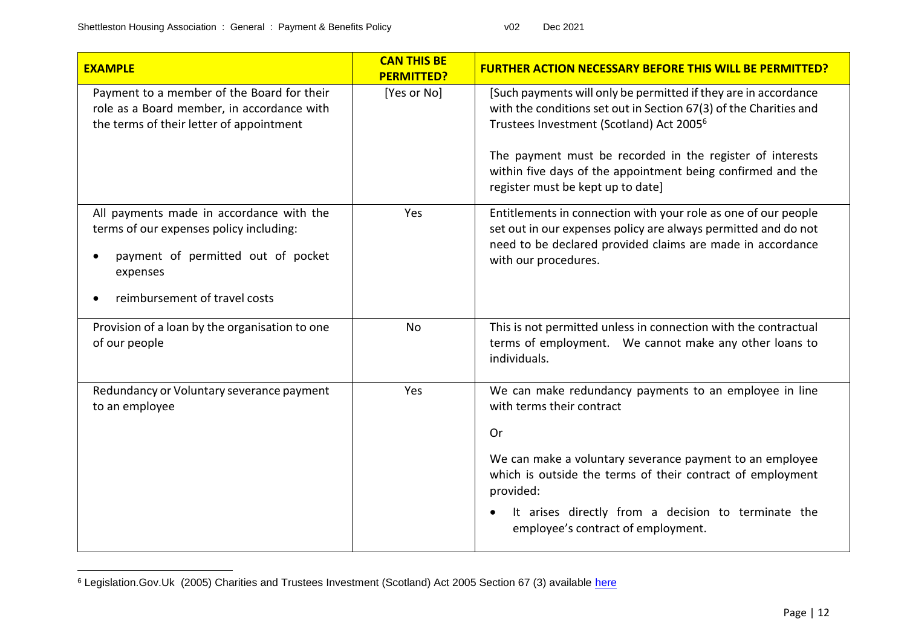| EXAMPLE | CAN THIS BE PERMITTED? | FURTHER ACTION NECESSARY BEFORE THIS WILL BE PERMITTED? |
|---|---|---|
| Payment to a member of the Board for their role as a Board member, in accordance with the terms of their letter of appointment | [Yes or No] | [Such payments will only be permitted if they are in accordance with the conditions set out in Section 67(3) of the Charities and Trustees Investment (Scotland) Act 2005[6]<br><br>The payment must be recorded in the register of interests within five days of the appointment being confirmed and the register must be kept up to date] |
| All payments made in accordance with the terms of our expenses policy including:<br>• payment of permitted out of pocket expenses<br>• reimbursement of travel costs | Yes | Entitlements in connection with your role as one of our people set out in our expenses policy are always permitted and do not need to be declared provided claims are made in accordance with our procedures. |
| Provision of a loan by the organisation to one of our people | No | This is not permitted unless in connection with the contractual terms of employment. We cannot make any other loans to individuals. |
| Redundancy or Voluntary severance payment to an employee | Yes | We can make redundancy payments to an employee in line with terms their contract<br><br>Or<br><br>We can make a voluntary severance payment to an employee which is outside the terms of their contract of employment provided:<br>• It arises directly from a decision to terminate the employee's contract of employment. |

[6] Legislation.Gov.Uk (2005) Charities and Trustees Investment (Scotland) Act 2005 Section 67 (3) available here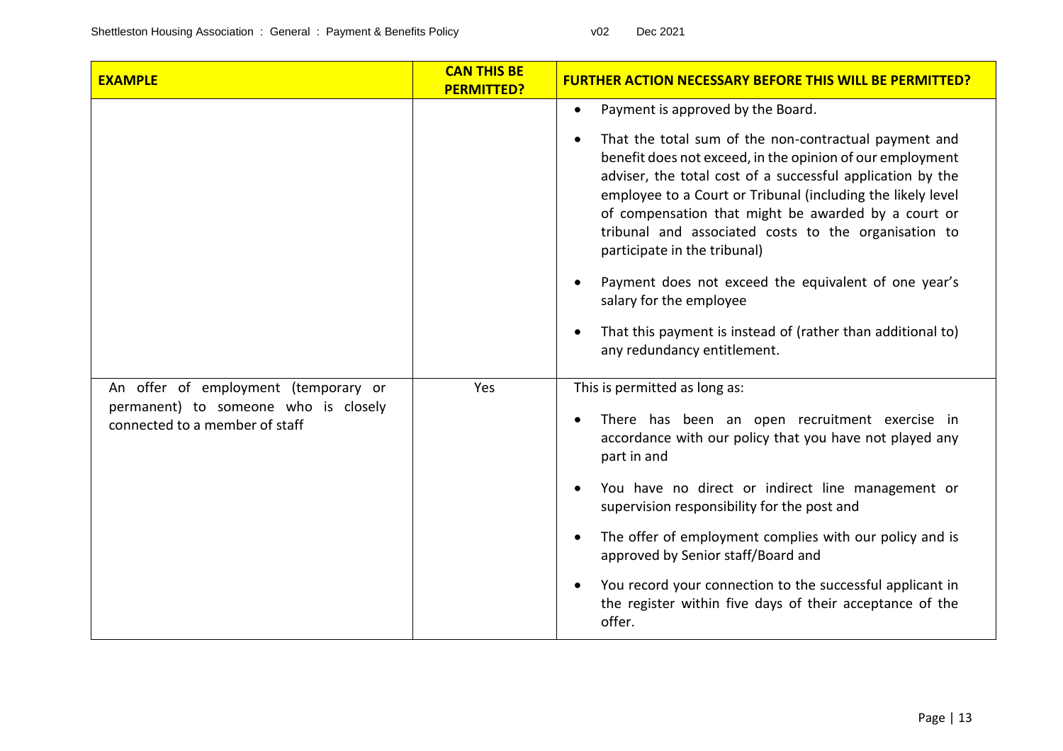| EXAMPLE | CAN THIS BE PERMITTED? | FURTHER ACTION NECESSARY BEFORE THIS WILL BE PERMITTED? |
|---|---|---|
| | | • Payment is approved by the Board.<br>• That the total sum of the non-contractual payment and benefit does not exceed, in the opinion of our employment adviser, the total cost of a successful application by the employee to a Court or Tribunal (including the likely level of compensation that might be awarded by a court or tribunal and associated costs to the organisation to participate in the tribunal)<br>• Payment does not exceed the equivalent of one year's salary for the employee<br>• That this payment is instead of (rather than additional to) any redundancy entitlement. |
| An offer of employment (temporary or permanent) to someone who is closely connected to a member of staff | Yes | This is permitted as long as:<br>• There has been an open recruitment exercise in accordance with our policy that you have not played any part in and<br>• You have no direct or indirect line management or supervision responsibility for the post and<br>• The offer of employment complies with our policy and is approved by Senior staff/Board and<br>• You record your connection to the successful applicant in the register within five days of their acceptance of the offer. |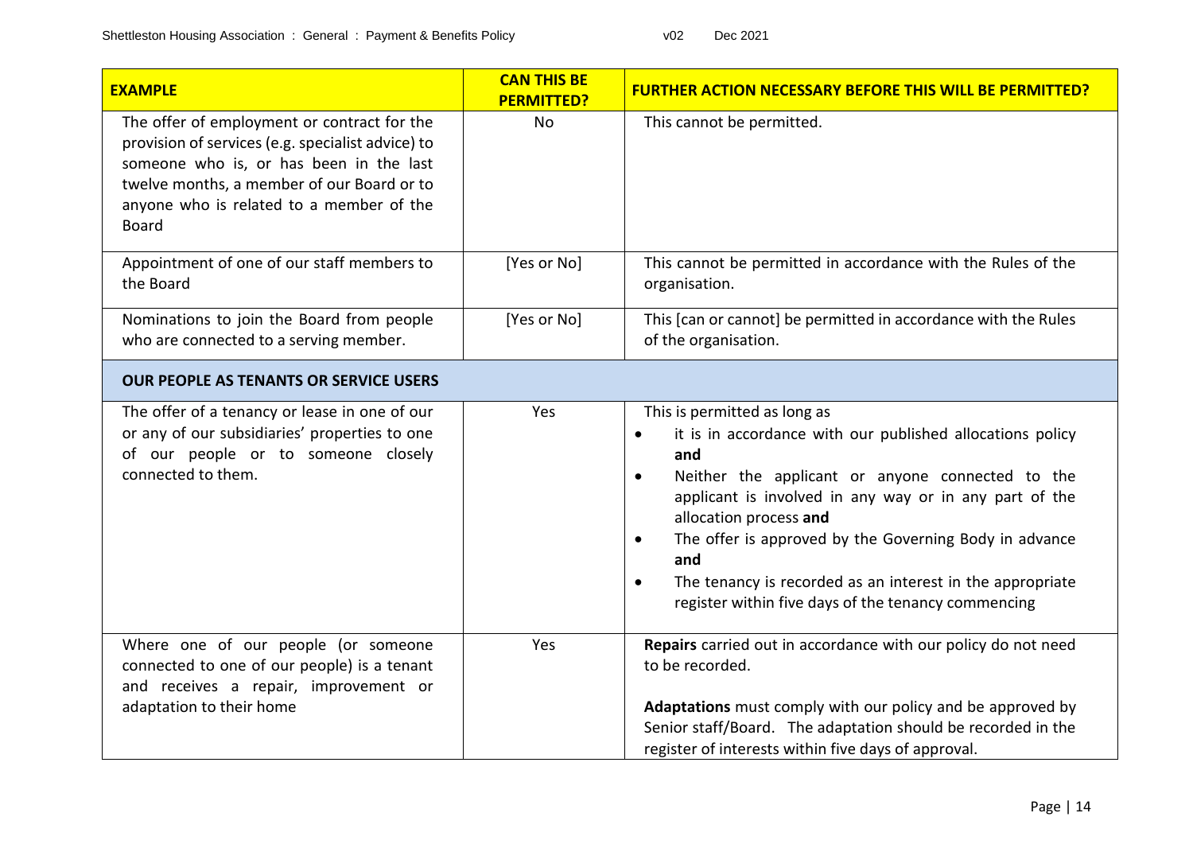| EXAMPLE | CAN THIS BE PERMITTED? | FURTHER ACTION NECESSARY BEFORE THIS WILL BE PERMITTED? |
|---|---|---|
| The offer of employment or contract for the provision of services (e.g. specialist advice) to someone who is, or has been in the last twelve months, a member of our Board or to anyone who is related to a member of the Board | No | This cannot be permitted. |
| Appointment of one of our staff members to the Board | [Yes or No] | This cannot be permitted in accordance with the Rules of the organisation. |
| Nominations to join the Board from people who are connected to a serving member. | [Yes or No] | This [can or cannot] be permitted in accordance with the Rules of the organisation. |
| **OUR PEOPLE AS TENANTS OR SERVICE USERS** | | |
| The offer of a tenancy or lease in one of our or any of our subsidiaries' properties to one of our people or to someone closely connected to them. | Yes | This is permitted as long as<br>• it is in accordance with our published allocations policy **and**<br>• Neither the applicant or anyone connected to the applicant is involved in any way or in any part of the allocation process **and**<br>• The offer is approved by the Governing Body in advance **and**<br>• The tenancy is recorded as an interest in the appropriate register within five days of the tenancy commencing |
| Where one of our people (or someone connected to one of our people) is a tenant and receives a repair, improvement or adaptation to their home | Yes | **Repairs** carried out in accordance with our policy do not need to be recorded.<br><br>**Adaptations** must comply with our policy and be approved by Senior staff/Board. The adaptation should be recorded in the register of interests within five days of approval. |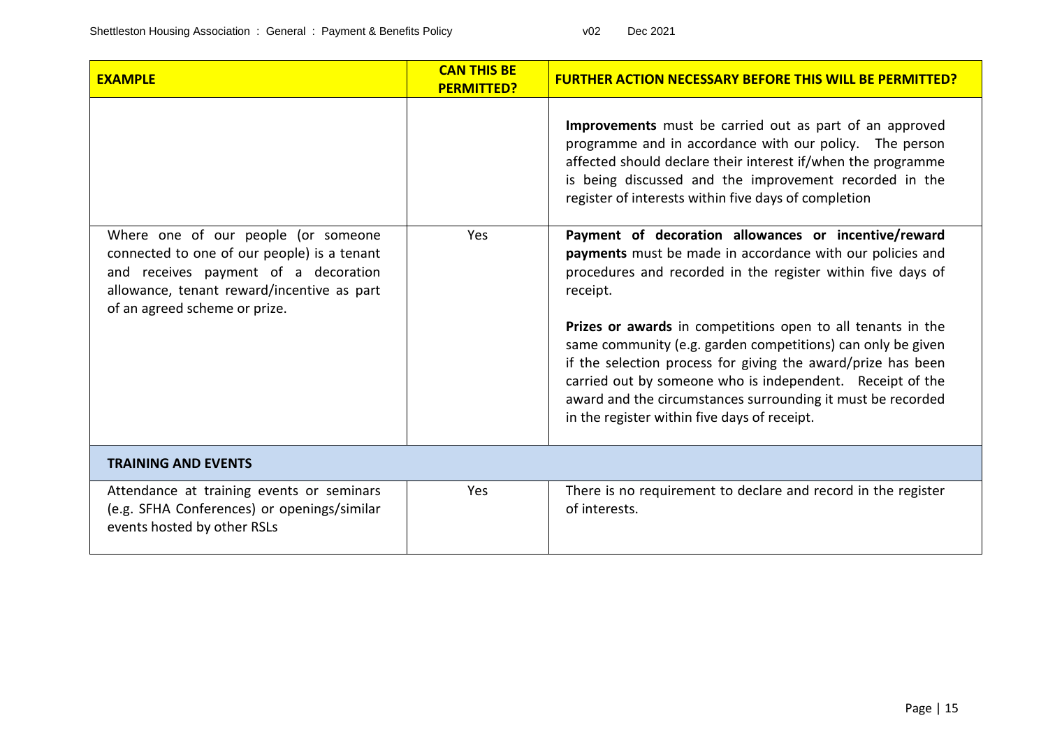| EXAMPLE | CAN THIS BE PERMITTED? | FURTHER ACTION NECESSARY BEFORE THIS WILL BE PERMITTED? |
|---|---|---|
| | | **Improvements** must be carried out as part of an approved programme and in accordance with our policy. The person affected should declare their interest if/when the programme is being discussed and the improvement recorded in the register of interests within five days of completion |
| Where one of our people (or someone connected to one of our people) is a tenant and receives payment of a decoration allowance, tenant reward/incentive as part of an agreed scheme or prize. | Yes | **Payment of decoration allowances or incentive/reward payments** must be made in accordance with our policies and procedures and recorded in the register within five days of receipt.<br><br>**Prizes or awards** in competitions open to all tenants in the same community (e.g. garden competitions) can only be given if the selection process for giving the award/prize has been carried out by someone who is independent. Receipt of the award and the circumstances surrounding it must be recorded in the register within five days of receipt. |
| **TRAINING AND EVENTS** | | |
| Attendance at training events or seminars (e.g. SFHA Conferences) or openings/similar events hosted by other RSLs | Yes | There is no requirement to declare and record in the register of interests. |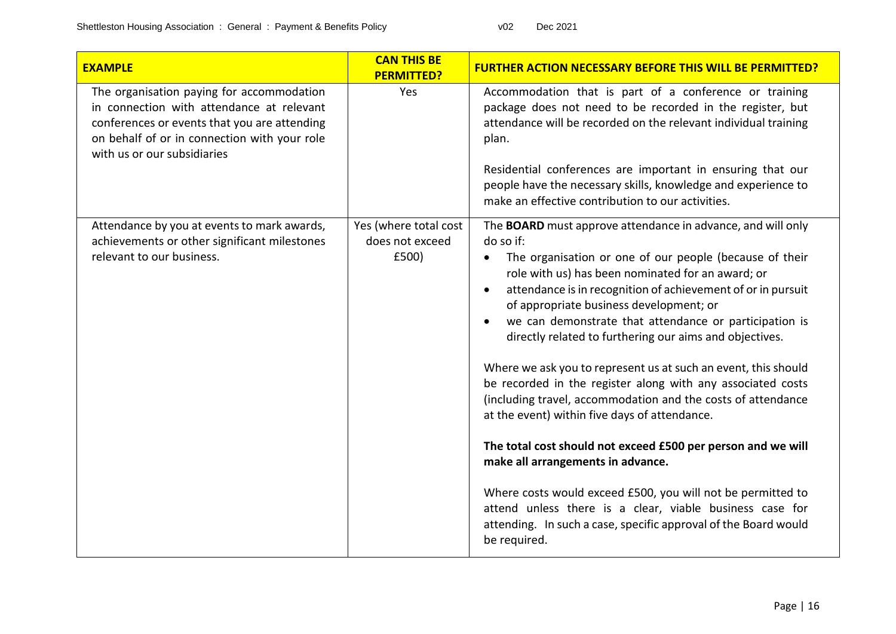| EXAMPLE | CAN THIS BE PERMITTED? | FURTHER ACTION NECESSARY BEFORE THIS WILL BE PERMITTED? |
|---|---|---|
| The organisation paying for accommodation in connection with attendance at relevant conferences or events that you are attending on behalf of or in connection with your role with us or our subsidiaries | Yes | Accommodation that is part of a conference or training package does not need to be recorded in the register, but attendance will be recorded on the relevant individual training plan.<br><br>Residential conferences are important in ensuring that our people have the necessary skills, knowledge and experience to make an effective contribution to our activities. |
| Attendance by you at events to mark awards, achievements or other significant milestones relevant to our business. | Yes (where total cost does not exceed £500) | The **BOARD** must approve attendance in advance, and will only do so if:<br>• The organisation or one of our people (because of their role with us) has been nominated for an award; or<br>• attendance is in recognition of achievement of or in pursuit of appropriate business development; or<br>• we can demonstrate that attendance or participation is directly related to furthering our aims and objectives.<br><br>Where we ask you to represent us at such an event, this should be recorded in the register along with any associated costs (including travel, accommodation and the costs of attendance at the event) within five days of attendance.<br><br>**The total cost should not exceed £500 per person and we will make all arrangements in advance.**<br><br>Where costs would exceed £500, you will not be permitted to attend unless there is a clear, viable business case for attending. In such a case, specific approval of the Board would be required. |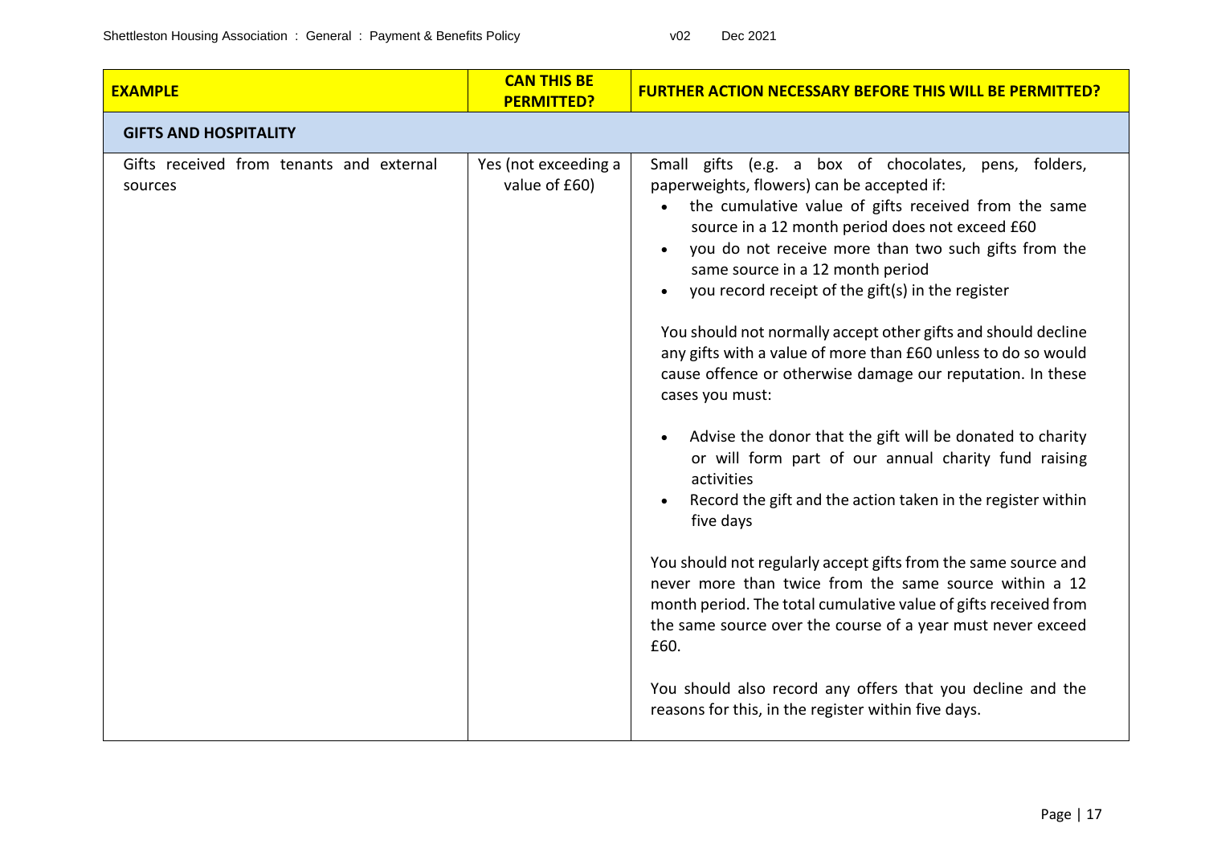| EXAMPLE | CAN THIS BE PERMITTED? | FURTHER ACTION NECESSARY BEFORE THIS WILL BE PERMITTED? |
|---|---|---|
| **GIFTS AND HOSPITALITY** | | |
| Gifts received from tenants and external sources | Yes (not exceeding a value of £60) | Small gifts (e.g. a box of chocolates, pens, folders, paperweights, flowers) can be accepted if:<br>• the cumulative value of gifts received from the same source in a 12 month period does not exceed £60<br>• you do not receive more than two such gifts from the same source in a 12 month period<br>• you record receipt of the gift(s) in the register<br><br>You should not normally accept other gifts and should decline any gifts with a value of more than £60 unless to do so would cause offence or otherwise damage our reputation. In these cases you must:<br><br>• Advise the donor that the gift will be donated to charity or will form part of our annual charity fund raising activities<br>• Record the gift and the action taken in the register within five days<br><br>You should not regularly accept gifts from the same source and never more than twice from the same source within a 12 month period. The total cumulative value of gifts received from the same source over the course of a year must never exceed £60.<br><br>You should also record any offers that you decline and the reasons for this, in the register within five days. |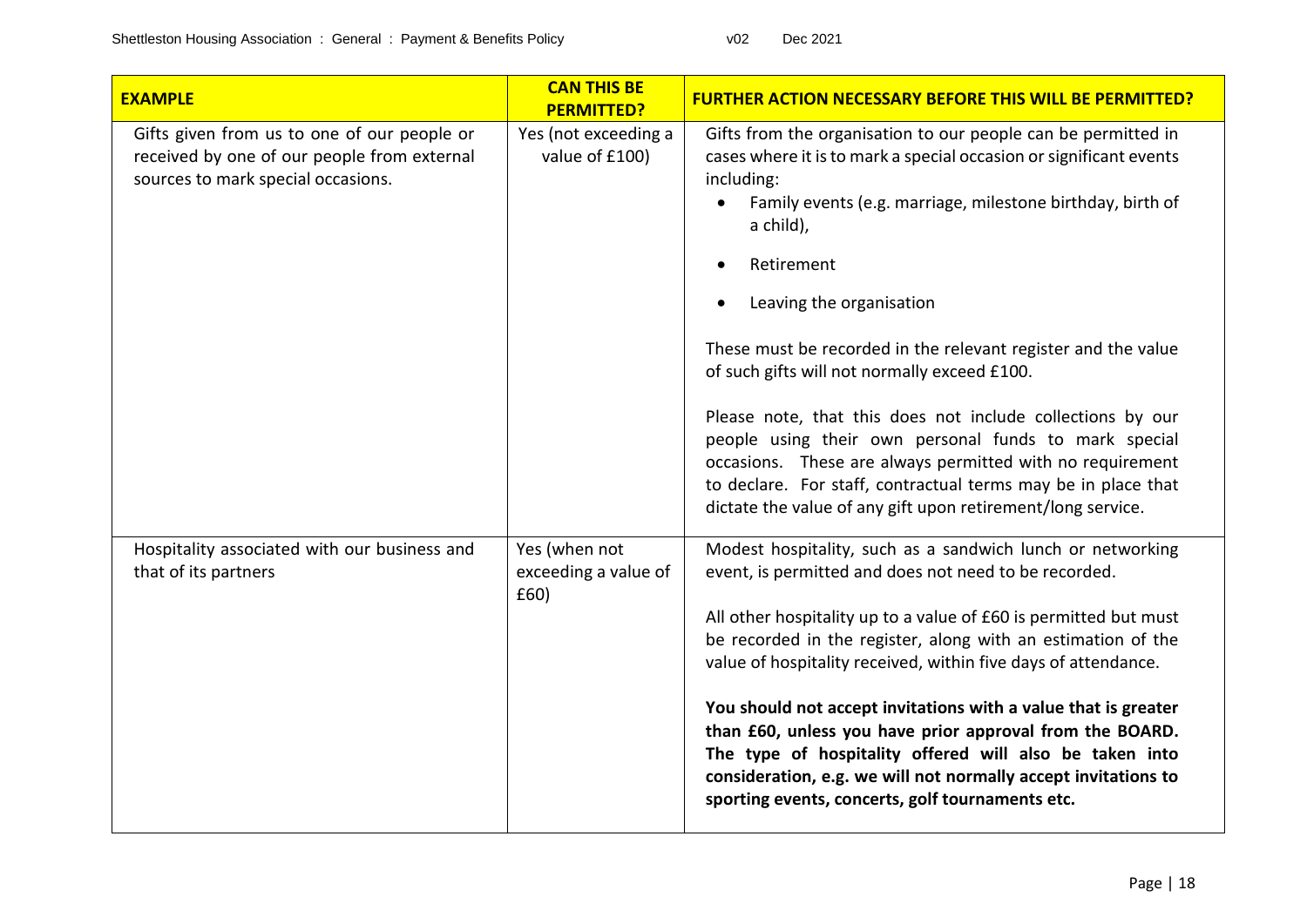| **EXAMPLE** | **CAN THIS BE PERMITTED?** | **FURTHER ACTION NECESSARY BEFORE THIS WILL BE PERMITTED?** |
| --- | --- | --- |
| Gifts given from us to one of our people or received by one of our people from external sources to mark special occasions. | Yes (not exceeding a value of £100) | Gifts from the organisation to our people can be permitted in cases where it is to mark a special occasion or significant events including:<br>• Family events (e.g. marriage, milestone birthday, birth of a child),<br>• Retirement<br>• Leaving the organisation<br><br>These must be recorded in the relevant register and the value of such gifts will not normally exceed £100.<br><br>Please note, that this does not include collections by our people using their own personal funds to mark special occasions. These are always permitted with no requirement to declare. For staff, contractual terms may be in place that dictate the value of any gift upon retirement/long service. |
| Hospitality associated with our business and that of its partners | Yes (when not exceeding a value of £60) | Modest hospitality, such as a sandwich lunch or networking event, is permitted and does not need to be recorded.<br><br>All other hospitality up to a value of £60 is permitted but must be recorded in the register, along with an estimation of the value of hospitality received, within five days of attendance.<br><br>**You should not accept invitations with a value that is greater than £60, unless you have prior approval from the BOARD. The type of hospitality offered will also be taken into consideration, e.g. we will not normally accept invitations to sporting events, concerts, golf tournaments etc.** |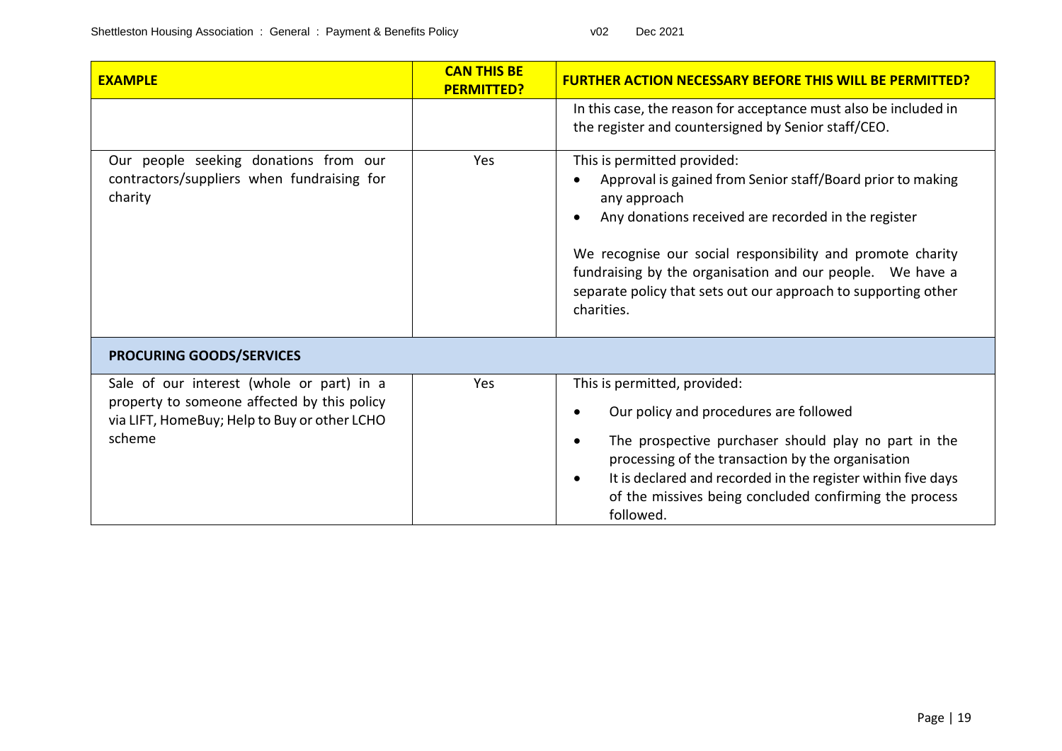| EXAMPLE | CAN THIS BE PERMITTED? | FURTHER ACTION NECESSARY BEFORE THIS WILL BE PERMITTED? |
|---|---|---|
| | | In this case, the reason for acceptance must also be included in the register and countersigned by Senior staff/CEO. |
| Our people seeking donations from our contractors/suppliers when fundraising for charity | Yes | This is permitted provided:<br>• Approval is gained from Senior staff/Board prior to making any approach<br>• Any donations received are recorded in the register<br><br>We recognise our social responsibility and promote charity fundraising by the organisation and our people. We have a separate policy that sets out our approach to supporting other charities. |
| **PROCURING GOODS/SERVICES** | | |
| Sale of our interest (whole or part) in a property to someone affected by this policy via LIFT, HomeBuy; Help to Buy or other LCHO scheme | Yes | This is permitted, provided:<br>• Our policy and procedures are followed<br>• The prospective purchaser should play no part in the processing of the transaction by the organisation<br>• It is declared and recorded in the register within five days of the missives being concluded confirming the process followed. |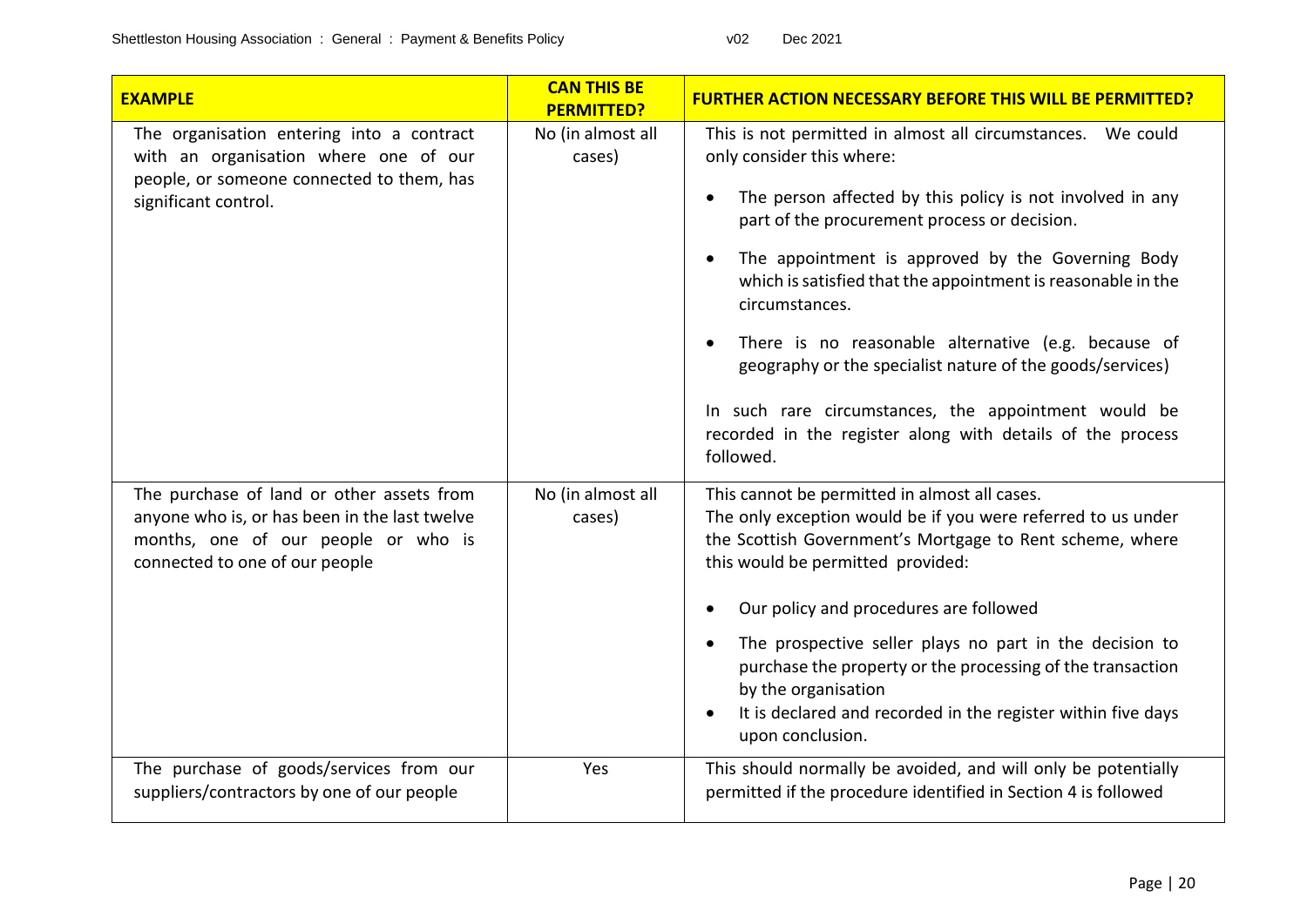| EXAMPLE | CAN THIS BE PERMITTED? | FURTHER ACTION NECESSARY BEFORE THIS WILL BE PERMITTED? |
| --- | --- | --- |
| The organisation entering into a contract with an organisation where one of our people, or someone connected to them, has significant control. | No (in almost all cases) | This is not permitted in almost all circumstances. We could only consider this where:<br>• The person affected by this policy is not involved in any part of the procurement process or decision.<br>• The appointment is approved by the Governing Body which is satisfied that the appointment is reasonable in the circumstances.<br>• There is no reasonable alternative (e.g. because of geography or the specialist nature of the goods/services)<br><br>In such rare circumstances, the appointment would be recorded in the register along with details of the process followed. |
| The purchase of land or other assets from anyone who is, or has been in the last twelve months, one of our people or who is connected to one of our people | No (in almost all cases) | This cannot be permitted in almost all cases.<br>The only exception would be if you were referred to us under the Scottish Government's Mortgage to Rent scheme, where this would be permitted provided:<br>• Our policy and procedures are followed<br>• The prospective seller plays no part in the decision to purchase the property or the processing of the transaction by the organisation<br>• It is declared and recorded in the register within five days upon conclusion. |
| The purchase of goods/services from our suppliers/contractors by one of our people | Yes | This should normally be avoided, and will only be potentially permitted if the procedure identified in Section 4 is followed |